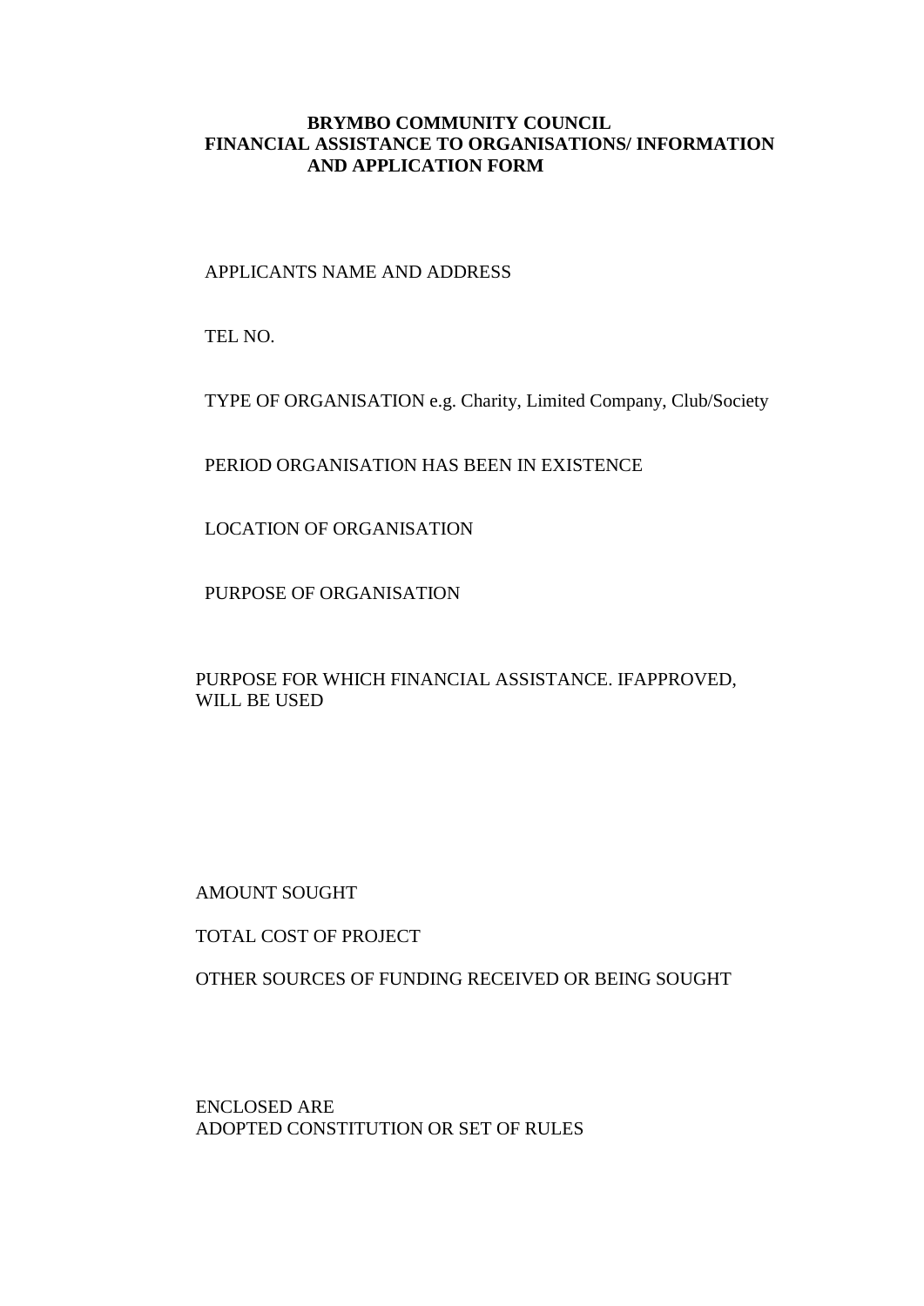**BRYMBO COMMUNITY COUNCIL**
**FINANCIAL ASSISTANCE TO ORGANISATIONS/ INFORMATION AND APPLICATION FORM**

APPLICANTS NAME AND ADDRESS

TEL NO.

TYPE OF ORGANISATION e.g. Charity, Limited Company, Club/Society

PERIOD ORGANISATION HAS BEEN IN EXISTENCE

LOCATION OF ORGANISATION

PURPOSE OF ORGANISATION

PURPOSE FOR WHICH FINANCIAL ASSISTANCE. IFAPPROVED, WILL BE USED

AMOUNT SOUGHT

TOTAL COST OF PROJECT

OTHER SOURCES OF FUNDING RECEIVED OR BEING SOUGHT

ENCLOSED ARE
ADOPTED CONSTITUTION OR SET OF RULES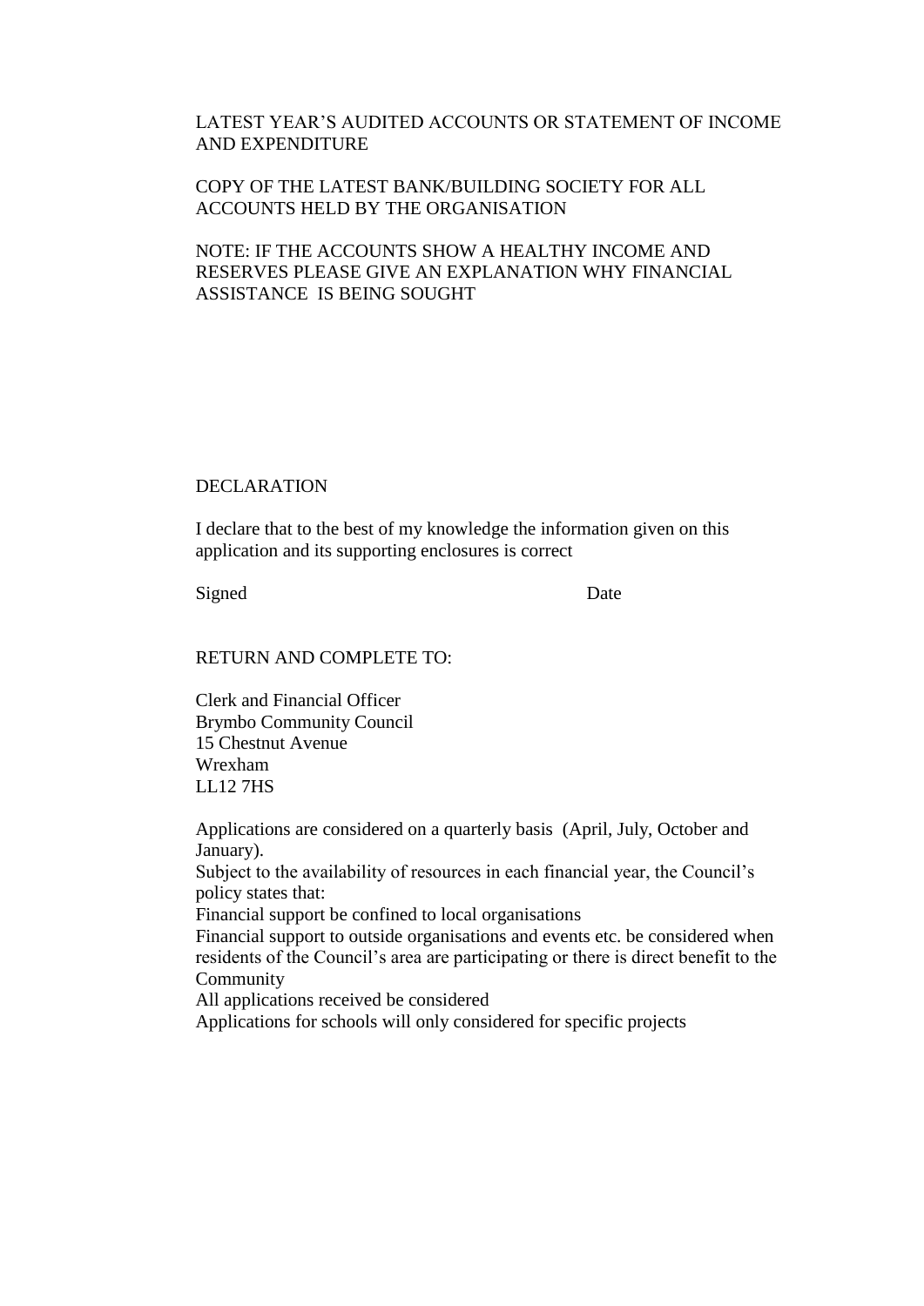LATEST YEAR'S AUDITED ACCOUNTS OR STATEMENT OF INCOME AND EXPENDITURE

COPY OF THE LATEST BANK/BUILDING SOCIETY FOR ALL ACCOUNTS HELD BY THE ORGANISATION

NOTE: IF THE ACCOUNTS SHOW A HEALTHY INCOME AND RESERVES PLEASE GIVE AN EXPLANATION WHY FINANCIAL ASSISTANCE IS BEING SOUGHT

DECLARATION

I declare that to the best of my knowledge the information given on this application and its supporting enclosures is correct

Signed Date

RETURN AND COMPLETE TO:

Clerk and Financial Officer
Brymbo Community Council
15 Chestnut Avenue
Wrexham
LL12 7HS

Applications are considered on a quarterly basis (April, July, October and January).
Subject to the availability of resources in each financial year, the Council's policy states that:
Financial support be confined to local organisations
Financial support to outside organisations and events etc. be considered when residents of the Council's area are participating or there is direct benefit to the Community
All applications received be considered
Applications for schools will only considered for specific projects